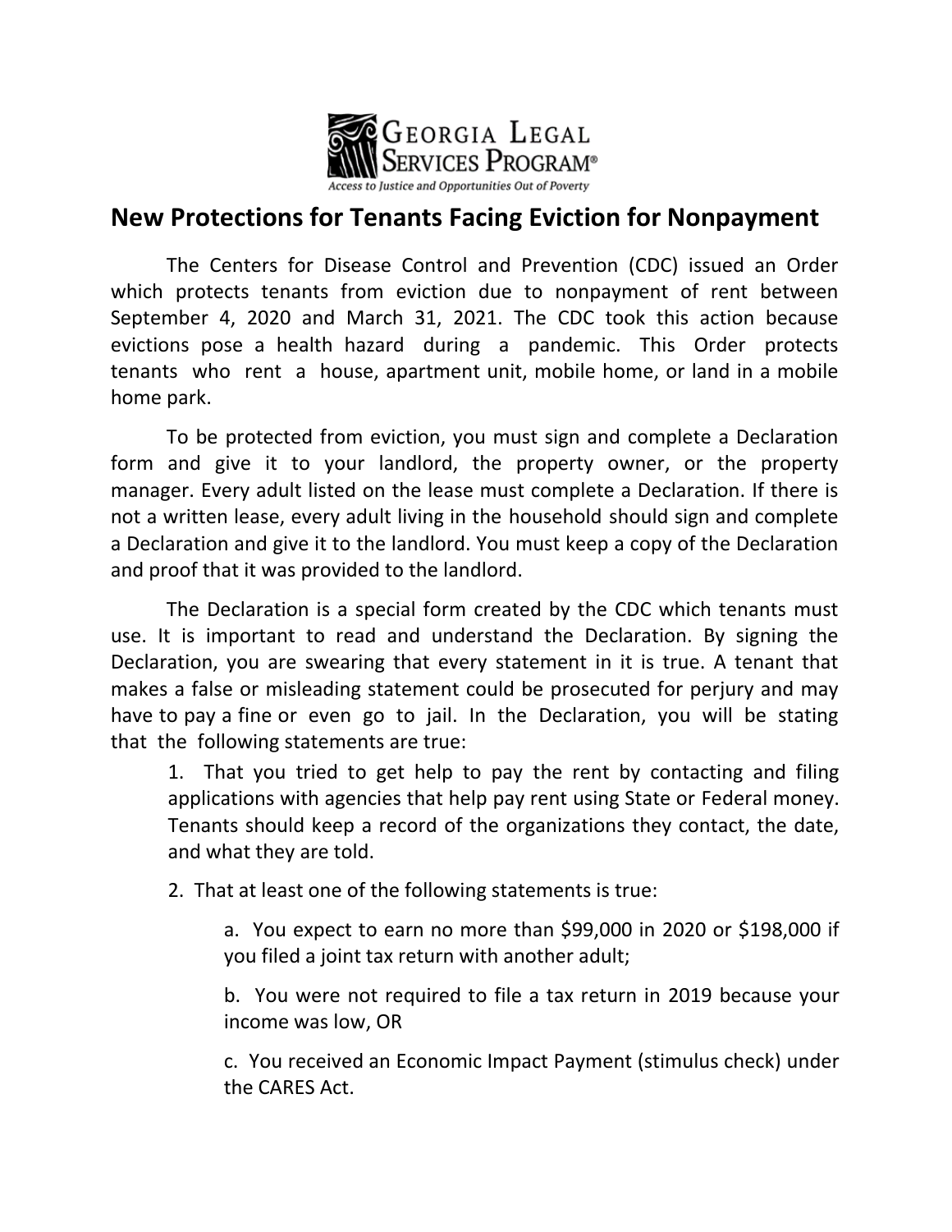GEORGIA LEGAL SERVICES PROGRAM®

*Access to Justice and Opportunities Out of Poverty*

## New Protections for Tenants Facing Eviction for Nonpayment

The Centers for Disease Control and Prevention (CDC) issued an Order which protects tenants from eviction due to nonpayment of rent between September 4, 2020 and March 31, 2021. The CDC took this action because evictions pose a health hazard during a pandemic. This Order protects tenants who rent a house, apartment unit, mobile home, or land in a mobile home park.

To be protected from eviction, you must sign and complete a Declaration form and give it to your landlord, the property owner, or the property manager. Every adult listed on the lease must complete a Declaration. If there is not a written lease, every adult living in the household should sign and complete a Declaration and give it to the landlord. You must keep a copy of the Declaration and proof that it was provided to the landlord.

The Declaration is a special form created by the CDC which tenants must use. It is important to read and understand the Declaration. By signing the Declaration, you are swearing that every statement in it is true. A tenant that makes a false or misleading statement could be prosecuted for perjury and may have to pay a fine or even go to jail. In the Declaration, you will be stating that the following statements are true:

1. That you tried to get help to pay the rent by contacting and filing applications with agencies that help pay rent using State or Federal money. Tenants should keep a record of the organizations they contact, the date, and what they are told.

2. That at least one of the following statements is true:

   a. You expect to earn no more than $99,000 in 2020 or $198,000 if you filed a joint tax return with another adult;

   b. You were not required to file a tax return in 2019 because your income was low, OR

   c. You received an Economic Impact Payment (stimulus check) under the CARES Act.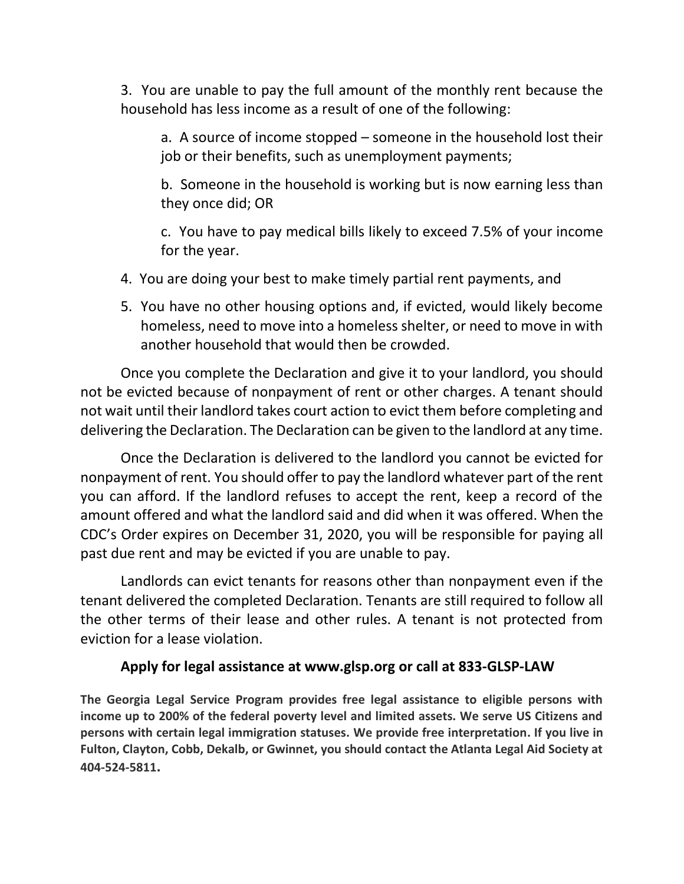3. You are unable to pay the full amount of the monthly rent because the household has less income as a result of one of the following:

   a. A source of income stopped – someone in the household lost their job or their benefits, such as unemployment payments;

   b. Someone in the household is working but is now earning less than they once did; OR

   c. You have to pay medical bills likely to exceed 7.5% of your income for the year.

4. You are doing your best to make timely partial rent payments, and

5. You have no other housing options and, if evicted, would likely become homeless, need to move into a homeless shelter, or need to move in with another household that would then be crowded.

Once you complete the Declaration and give it to your landlord, you should not be evicted because of nonpayment of rent or other charges. A tenant should not wait until their landlord takes court action to evict them before completing and delivering the Declaration. The Declaration can be given to the landlord at any time.

Once the Declaration is delivered to the landlord you cannot be evicted for nonpayment of rent. You should offer to pay the landlord whatever part of the rent you can afford. If the landlord refuses to accept the rent, keep a record of the amount offered and what the landlord said and did when it was offered. When the CDC's Order expires on December 31, 2020, you will be responsible for paying all past due rent and may be evicted if you are unable to pay.

Landlords can evict tenants for reasons other than nonpayment even if the tenant delivered the completed Declaration. Tenants are still required to follow all the other terms of their lease and other rules. A tenant is not protected from eviction for a lease violation.

**Apply for legal assistance at www.glsp.org or call at 833-GLSP-LAW**

**The Georgia Legal Service Program provides free legal assistance to eligible persons with income up to 200% of the federal poverty level and limited assets. We serve US Citizens and persons with certain legal immigration statuses. We provide free interpretation. If you live in Fulton, Clayton, Cobb, Dekalb, or Gwinnet, you should contact the Atlanta Legal Aid Society at 404-524-5811.**